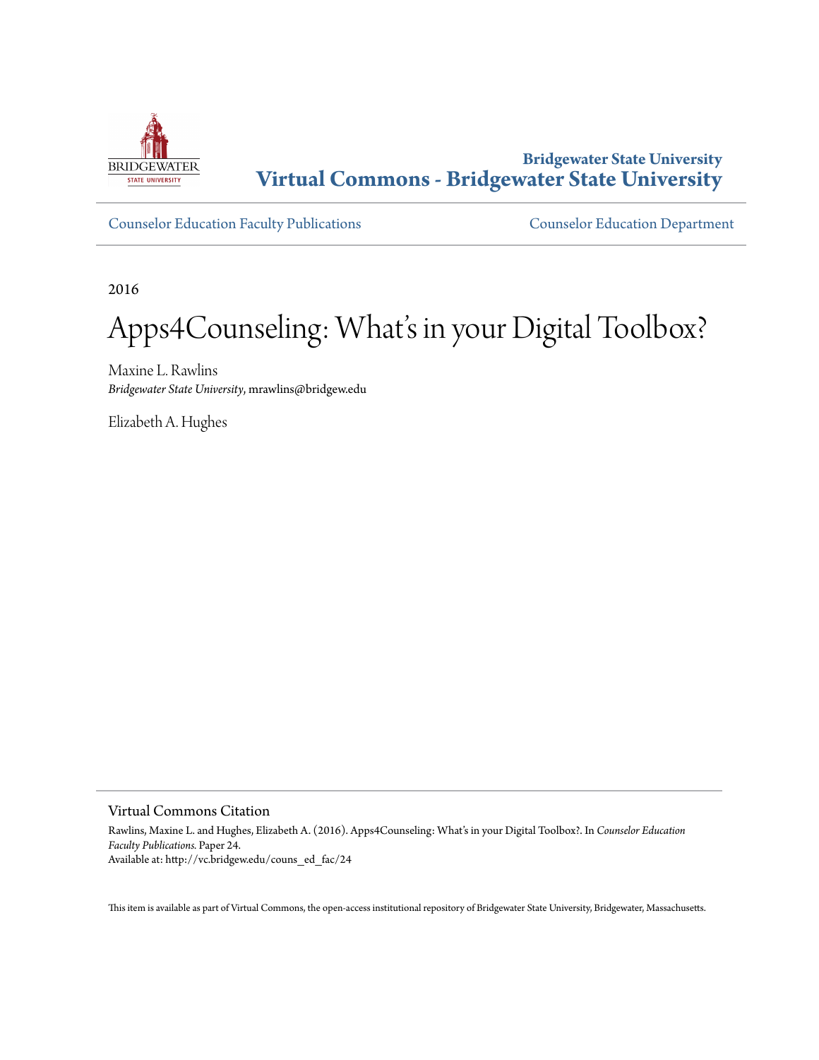**Bridgewater State University**
**Virtual Commons - Bridgewater State University**

Counselor Education Faculty Publications | Counselor Education Department

2016

# Apps4Counseling: What's in your Digital Toolbox?

Maxine L. Rawlins
*Bridgewater State University*, mrawlins@bridgew.edu

Elizabeth A. Hughes

## Virtual Commons Citation

Rawlins, Maxine L. and Hughes, Elizabeth A. (2016). Apps4Counseling: What's in your Digital Toolbox?. In *Counselor Education Faculty Publications.* Paper 24.
Available at: http://vc.bridgew.edu/couns_ed_fac/24

This item is available as part of Virtual Commons, the open-access institutional repository of Bridgewater State University, Bridgewater, Massachusetts.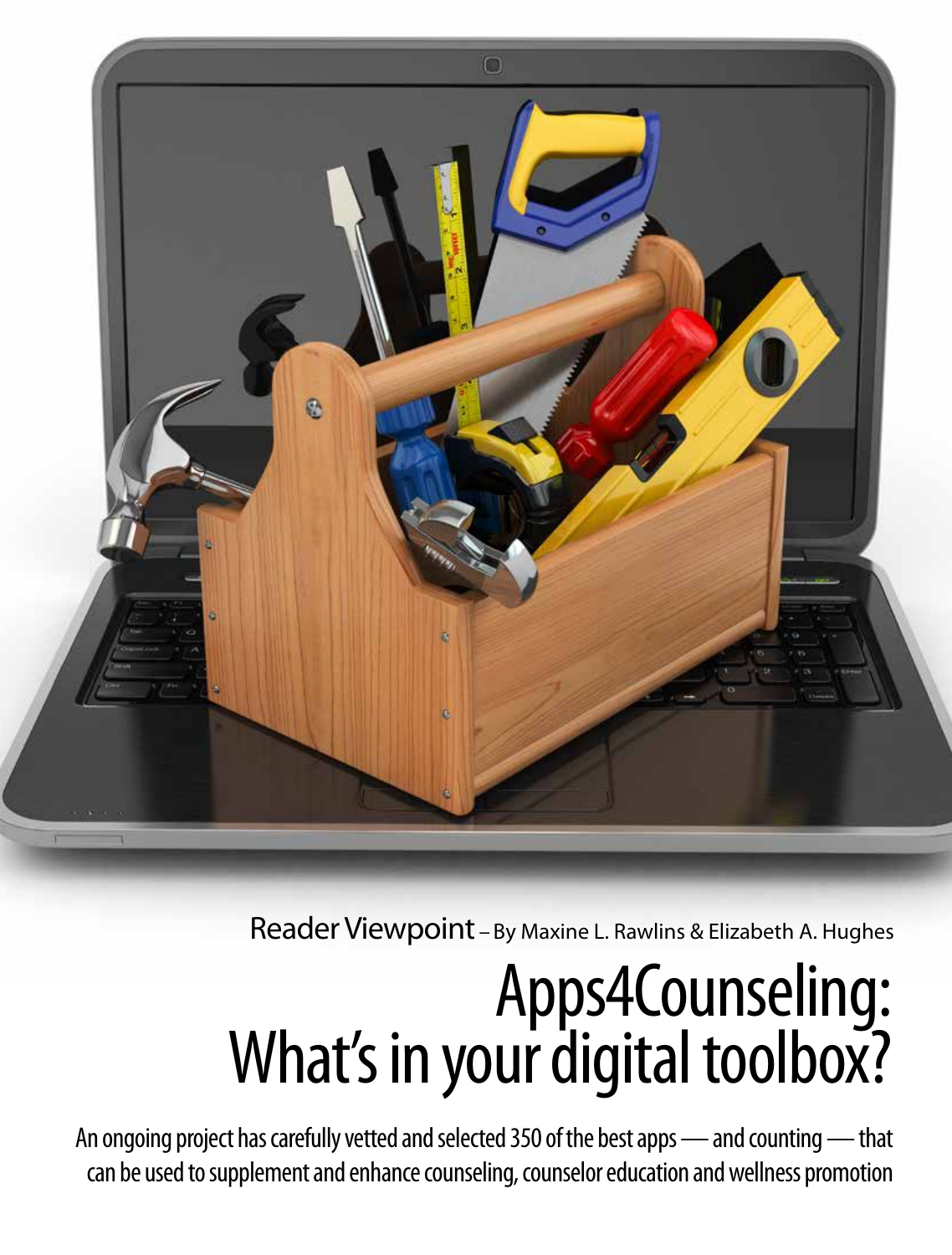Reader Viewpoint – By Maxine L. Rawlins & Elizabeth A. Hughes

# Apps4Counseling: What's in your digital toolbox?

An ongoing project has carefully vetted and selected 350 of the best apps — and counting — that can be used to supplement and enhance counseling, counselor education and wellness promotion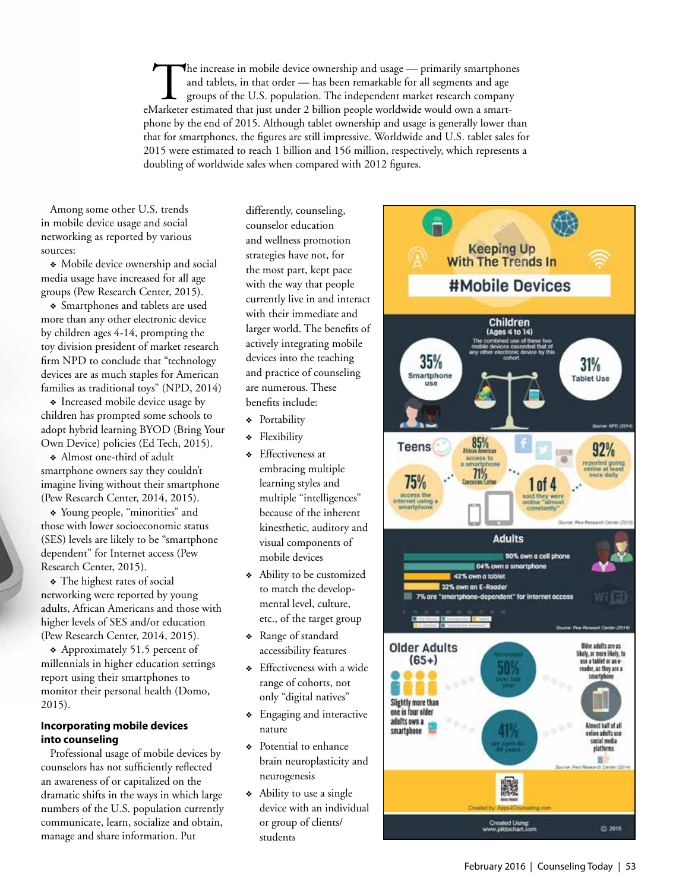The increase in mobile device ownership and usage — primarily smartphones and tablets, in that order — has been remarkable for all segments and age groups of the U.S. population. The independent market research company eMarketer estimated that just under 2 billion people worldwide would own a smartphone by the end of 2015. Although tablet ownership and usage is generally lower than that for smartphones, the figures are still impressive. Worldwide and U.S. tablet sales for 2015 were estimated to reach 1 billion and 156 million, respectively, which represents a doubling of worldwide sales when compared with 2012 figures.

Among some other U.S. trends in mobile device usage and social networking as reported by various sources:

- Mobile device ownership and social media usage have increased for all age groups (Pew Research Center, 2015).
- Smartphones and tablets are used more than any other electronic device by children ages 4-14, prompting the toy division president of market research firm NPD to conclude that "technology devices are as much staples for American families as traditional toys" (NPD, 2014)
- Increased mobile device usage by children has prompted some schools to adopt hybrid learning BYOD (Bring Your Own Device) policies (Ed Tech, 2015).
- Almost one-third of adult smartphone owners say they couldn't imagine living without their smartphone (Pew Research Center, 2014, 2015).
- Young people, "minorities" and those with lower socioeconomic status (SES) levels are likely to be "smartphone dependent" for Internet access (Pew Research Center, 2015).
- The highest rates of social networking were reported by young adults, African Americans and those with higher levels of SES and/or education (Pew Research Center, 2014, 2015).
- Approximately 51.5 percent of millennials in higher education settings report using their smartphones to monitor their personal health (Domo, 2015).

**Incorporating mobile devices into counseling**

Professional usage of mobile devices by counselors has not sufficiently reflected an awareness of or capitalized on the dramatic shifts in the ways in which large numbers of the U.S. population currently communicate, learn, socialize and obtain, manage and share information. Put differently, counseling, counselor education and wellness promotion strategies have not, for the most part, kept pace with the way that people currently live in and interact with their immediate and larger world. The benefits of actively integrating mobile devices into the teaching and practice of counseling are numerous. These benefits include:

- Portability
- Flexibility
- Effectiveness at embracing multiple learning styles and multiple "intelligences" because of the inherent kinesthetic, auditory and visual components of mobile devices
- Ability to be customized to match the developmental level, culture, etc., of the target group
- Range of standard accessibility features
- Effectiveness with a wide range of cohorts, not only "digital natives"
- Engaging and interactive nature
- Potential to enhance brain neuroplasticity and neurogenesis
- Ability to use a single device with an individual or group of clients/students

Keeping Up With The Trends In #Mobile Devices

**Children (Ages 4 to 14)**

The combined use of these two mobile devices exceeded that of any other electronic device by this cohort.

35% Smartphone use

31% Tablet Use

Source: NPD (2014)

**Teens**

85% African American access to a smartphone; 71% Caucasian/Latino

75% access the internet using a smartphone

1 of 4 said they were online "almost constantly"

92% reported going online at least once daily

Source: Pew Research Center (2015)

**Adults**

- 90% own a cell phone
- 64% own a smartphone
- 42% own a tablet
- 32% own an E-Reader
- 7% are "smartphone-dependent" for internet access

Source: Pew Research Center (2014)

**Older Adults (65+)**

Slightly more than one in four older adults own a smartphone

Increased 50% over last year

41% are ages 65-69 years

Older adults are as likely, or more likely, to use a tablet or an e-reader, as they are a smartphone

Almost half of all online adults use social media platforms

Source: Pew Research Center (2014)

Created by: Apps4Counseling.com

Created Using: www.piktochart.com © 2015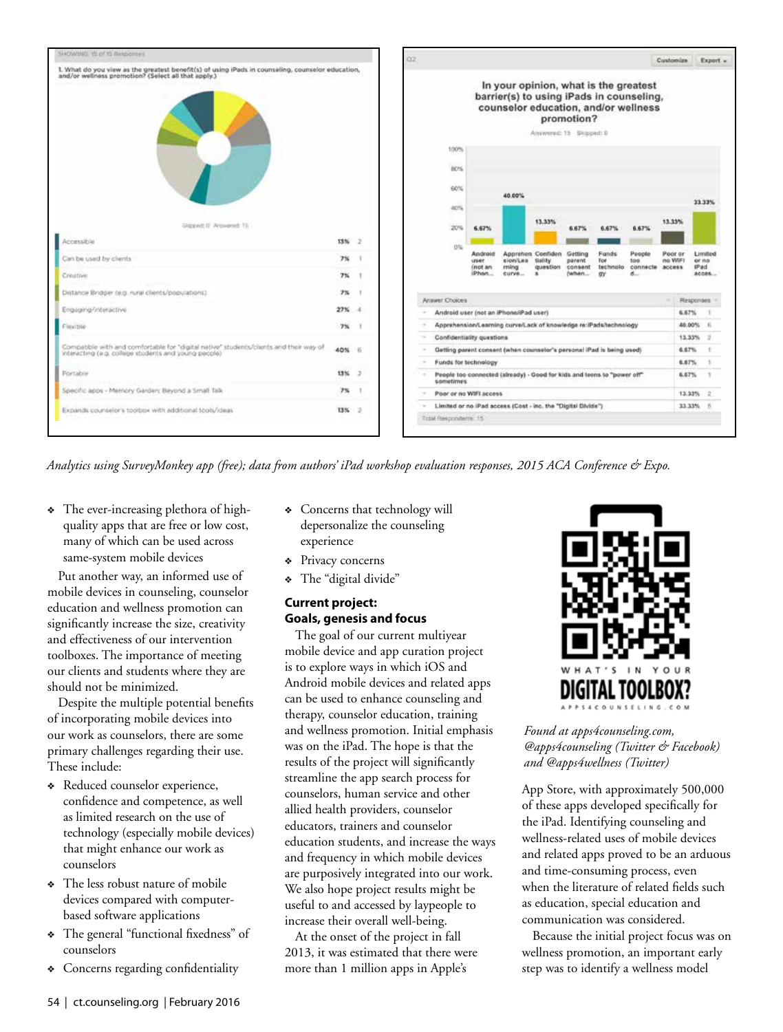SHOWING 15 of 15 Responses

1. What do you view as the greatest benefit(s) of using iPads in counseling, counselor education, and/or wellness promotion? (Select all that apply.)

Skipped: 0 Answered: 15

| Answer | % | Count |
|---|---|---|
| Accessible | 13% | 2 |
| Can be used by clients | 7% | 1 |
| Creative | 7% | 1 |
| Distance Bridger (e.g. rural clients/populations) | 7% | 1 |
| Engaging/interactive | 27% | 4 |
| Flexible | 7% | 1 |
| Compatible with and comfortable for "digital native" students/clients and their way of interacting (e.g. college students and young people) | 40% | 6 |
| Portable | 13% | 2 |
| Specific apps - Memory Garden; Beyond a Small Talk | 7% | 1 |
| Expands counselor's toolbox with additional tools/ideas | 13% | 2 |

Q2

In your opinion, what is the greatest barrier(s) to using iPads in counseling, counselor education, and/or wellness promotion?

Answered: 15 Skipped: 0

| Answer Choices | Responses | |
|---|---|---|
| Android user (not an iPhone/iPad user) | 6.67% | 1 |
| Apprehension/Learning curve/Lack of knowledge re:iPads/technology | 40.00% | 6 |
| Confidentiality questions | 13.33% | 2 |
| Getting parent consent (when counselor's personal iPad is being used) | 6.67% | 1 |
| Funds for technology | 6.67% | 1 |
| People too connected (already) - Good for kids and teens to "power off" sometimes | 6.67% | 1 |
| Poor or no WIFI access | 13.33% | 2 |
| Limited or no iPad access (Cost - inc. the "Digital Divide") | 33.33% | 5 |
| Total Respondents: 15 | | |

*Analytics using SurveyMonkey app (free); data from authors' iPad workshop evaluation responses, 2015 ACA Conference & Expo.*

- The ever-increasing plethora of high-quality apps that are free or low cost, many of which can be used across same-system mobile devices

Put another way, an informed use of mobile devices in counseling, counselor education and wellness promotion can significantly increase the size, creativity and effectiveness of our intervention toolboxes. The importance of meeting our clients and students where they are should not be minimized.

Despite the multiple potential benefits of incorporating mobile devices into our work as counselors, there are some primary challenges regarding their use. These include:

- Reduced counselor experience, confidence and competence, as well as limited research on the use of technology (especially mobile devices) that might enhance our work as counselors
- The less robust nature of mobile devices compared with computer-based software applications
- The general "functional fixedness" of counselors
- Concerns regarding confidentiality
- Concerns that technology will depersonalize the counseling experience
- Privacy concerns
- The "digital divide"

**Current project: Goals, genesis and focus**

The goal of our current multiyear mobile device and app curation project is to explore ways in which iOS and Android mobile devices and related apps can be used to enhance counseling and therapy, counselor education, training and wellness promotion. Initial emphasis was on the iPad. The hope is that the results of the project will significantly streamline the app search process for counselors, human service and other allied health providers, counselor educators, trainers and counselor education students, and increase the ways and frequency in which mobile devices are purposively integrated into our work. We also hope project results might be useful to and accessed by laypeople to increase their overall well-being.

At the onset of the project in fall 2013, it was estimated that there were more than 1 million apps in Apple's App Store, with approximately 500,000 of these apps developed specifically for the iPad. Identifying counseling and wellness-related uses of mobile devices and related apps proved to be an arduous and time-consuming process, even when the literature of related fields such as education, special education and communication was considered.

WHAT'S IN YOUR DIGITAL TOOLBOX? APPS4COUNSELING.COM

*Found at apps4counseling.com, @apps4counseling (Twitter & Facebook) and @apps4wellness (Twitter)*

Because the initial project focus was on wellness promotion, an important early step was to identify a wellness model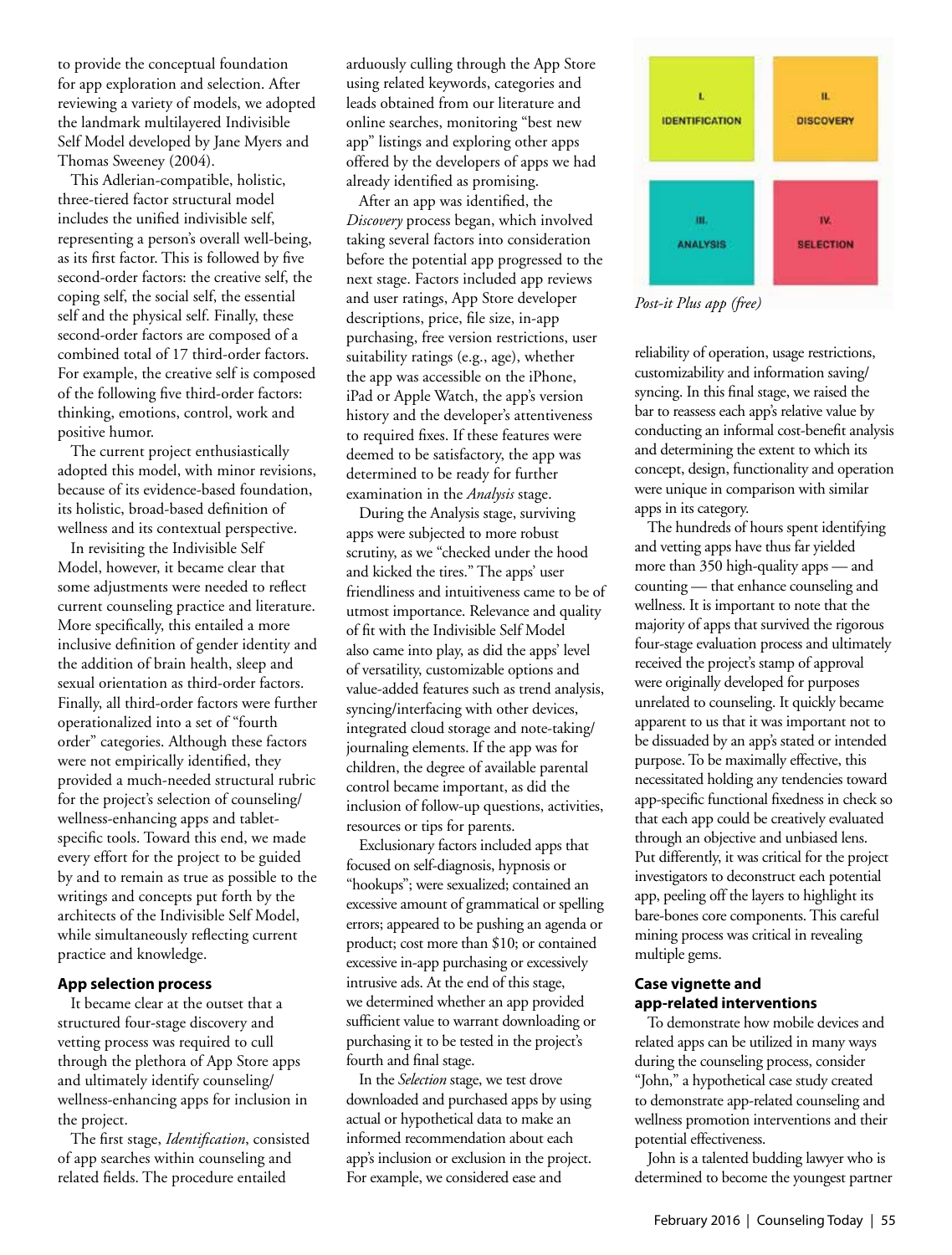to provide the conceptual foundation for app exploration and selection. After reviewing a variety of models, we adopted the landmark multilayered Indivisible Self Model developed by Jane Myers and Thomas Sweeney (2004).

This Adlerian-compatible, holistic, three-tiered factor structural model includes the unified indivisible self, representing a person's overall well-being, as its first factor. This is followed by five second-order factors: the creative self, the coping self, the social self, the essential self and the physical self. Finally, these second-order factors are composed of a combined total of 17 third-order factors. For example, the creative self is composed of the following five third-order factors: thinking, emotions, control, work and positive humor.

The current project enthusiastically adopted this model, with minor revisions, because of its evidence-based foundation, its holistic, broad-based definition of wellness and its contextual perspective.

In revisiting the Indivisible Self Model, however, it became clear that some adjustments were needed to reflect current counseling practice and literature. More specifically, this entailed a more inclusive definition of gender identity and the addition of brain health, sleep and sexual orientation as third-order factors. Finally, all third-order factors were further operationalized into a set of "fourth order" categories. Although these factors were not empirically identified, they provided a much-needed structural rubric for the project's selection of counseling/wellness-enhancing apps and tablet-specific tools. Toward this end, we made every effort for the project to be guided by and to remain as true as possible to the writings and concepts put forth by the architects of the Indivisible Self Model, while simultaneously reflecting current practice and knowledge.

### App selection process

It became clear at the outset that a structured four-stage discovery and vetting process was required to cull through the plethora of App Store apps and ultimately identify counseling/wellness-enhancing apps for inclusion in the project.

The first stage, *Identification*, consisted of app searches within counseling and related fields. The procedure entailed arduously culling through the App Store using related keywords, categories and leads obtained from our literature and online searches, monitoring "best new app" listings and exploring other apps offered by the developers of apps we had already identified as promising.

After an app was identified, the *Discovery* process began, which involved taking several factors into consideration before the potential app progressed to the next stage. Factors included app reviews and user ratings, App Store developer descriptions, price, file size, in-app purchasing, free version restrictions, user suitability ratings (e.g., age), whether the app was accessible on the iPhone, iPad or Apple Watch, the app's version history and the developer's attentiveness to required fixes. If these features were deemed to be satisfactory, the app was determined to be ready for further examination in the *Analysis* stage.

During the Analysis stage, surviving apps were subjected to more robust scrutiny, as we "checked under the hood and kicked the tires." The apps' user friendliness and intuitiveness came to be of utmost importance. Relevance and quality of fit with the Indivisible Self Model also came into play, as did the apps' level of versatility, customizable options and value-added features such as trend analysis, syncing/interfacing with other devices, integrated cloud storage and note-taking/journaling elements. If the app was for children, the degree of available parental control became important, as did the inclusion of follow-up questions, activities, resources or tips for parents.

Exclusionary factors included apps that focused on self-diagnosis, hypnosis or "hookups"; were sexualized; contained an excessive amount of grammatical or spelling errors; appeared to be pushing an agenda or product; cost more than $10; or contained excessive in-app purchasing or excessively intrusive ads. At the end of this stage, we determined whether an app provided sufficient value to warrant downloading or purchasing it to be tested in the project's fourth and final stage.

In the *Selection* stage, we test drove downloaded and purchased apps by using actual or hypothetical data to make an informed recommendation about each app's inclusion or exclusion in the project. For example, we considered ease and reliability of operation, usage restrictions, customizability and information saving/syncing. In this final stage, we raised the bar to reassess each app's relative value by conducting an informal cost-benefit analysis and determining the extent to which its concept, design, functionality and operation were unique in comparison with similar apps in its category.

| I. IDENTIFICATION | II. DISCOVERY |
|---|---|
| III. ANALYSIS | IV. SELECTION |

*Post-it Plus app (free)*

The hundreds of hours spent identifying and vetting apps have thus far yielded more than 350 high-quality apps — and counting — that enhance counseling and wellness. It is important to note that the majority of apps that survived the rigorous four-stage evaluation process and ultimately received the project's stamp of approval were originally developed for purposes unrelated to counseling. It quickly became apparent to us that it was important not to be dissuaded by an app's stated or intended purpose. To be maximally effective, this necessitated holding any tendencies toward app-specific functional fixedness in check so that each app could be creatively evaluated through an objective and unbiased lens. Put differently, it was critical for the project investigators to deconstruct each potential app, peeling off the layers to highlight its bare-bones core components. This careful mining process was critical in revealing multiple gems.

### Case vignette and app-related interventions

To demonstrate how mobile devices and related apps can be utilized in many ways during the counseling process, consider "John," a hypothetical case study created to demonstrate app-related counseling and wellness promotion interventions and their potential effectiveness.

John is a talented budding lawyer who is determined to become the youngest partner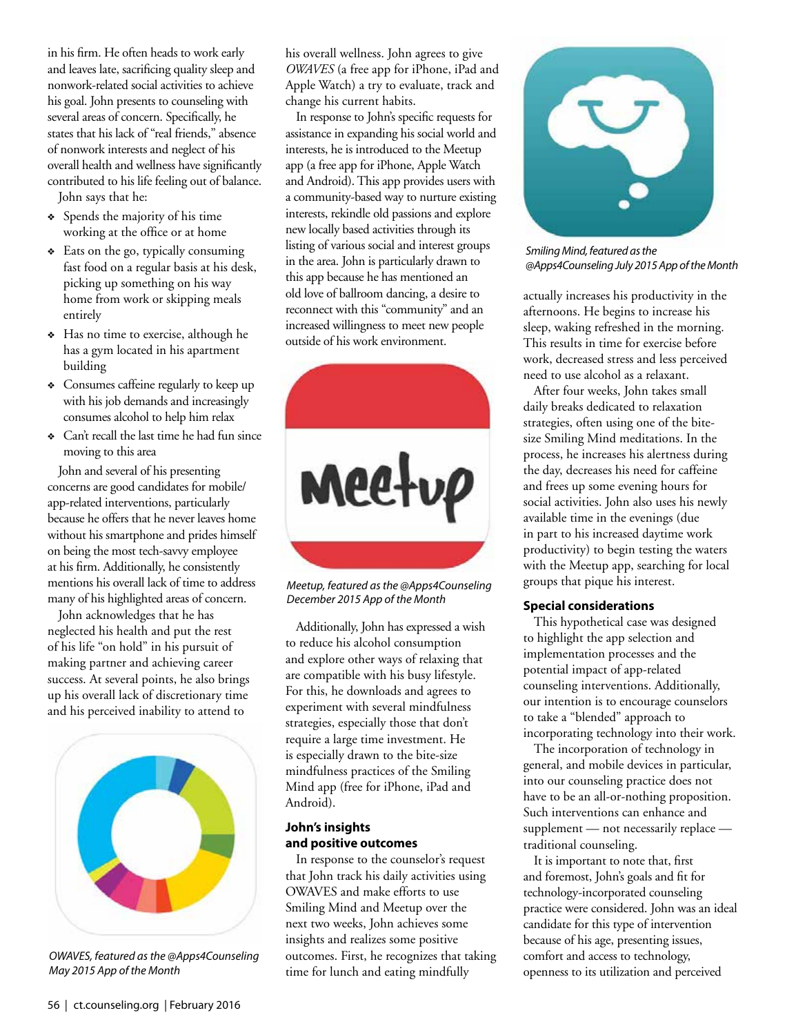in his firm. He often heads to work early and leaves late, sacrificing quality sleep and nonwork-related social activities to achieve his goal. John presents to counseling with several areas of concern. Specifically, he states that his lack of "real friends," absence of nonwork interests and neglect of his overall health and wellness have significantly contributed to his life feeling out of balance.

John says that he:

- Spends the majority of his time working at the office or at home
- Eats on the go, typically consuming fast food on a regular basis at his desk, picking up something on his way home from work or skipping meals entirely
- Has no time to exercise, although he has a gym located in his apartment building
- Consumes caffeine regularly to keep up with his job demands and increasingly consumes alcohol to help him relax
- Can't recall the last time he had fun since moving to this area

John and several of his presenting concerns are good candidates for mobile/app-related interventions, particularly because he offers that he never leaves home without his smartphone and prides himself on being the most tech-savvy employee at his firm. Additionally, he consistently mentions his overall lack of time to address many of his highlighted areas of concern.

John acknowledges that he has neglected his health and put the rest of his life "on hold" in his pursuit of making partner and achieving career success. At several points, he also brings up his overall lack of discretionary time and his perceived inability to attend to his overall wellness. John agrees to give *OWAVES* (a free app for iPhone, iPad and Apple Watch) a try to evaluate, track and change his current habits.

*OWAVES, featured as the @Apps4Counseling May 2015 App of the Month*

In response to John's specific requests for assistance in expanding his social world and interests, he is introduced to the Meetup app (a free app for iPhone, Apple Watch and Android). This app provides users with a community-based way to nurture existing interests, rekindle old passions and explore new locally based activities through its listing of various social and interest groups in the area. John is particularly drawn to this app because he has mentioned an old love of ballroom dancing, a desire to reconnect with this "community" and an increased willingness to meet new people outside of his work environment.

*Meetup, featured as the @Apps4Counseling December 2015 App of the Month*

Additionally, John has expressed a wish to reduce his alcohol consumption and explore other ways of relaxing that are compatible with his busy lifestyle. For this, he downloads and agrees to experiment with several mindfulness strategies, especially those that don't require a large time investment. He is especially drawn to the bite-size mindfulness practices of the Smiling Mind app (free for iPhone, iPad and Android).

### John's insights and positive outcomes

In response to the counselor's request that John track his daily activities using OWAVES and make efforts to use Smiling Mind and Meetup over the next two weeks, John achieves some insights and realizes some positive outcomes. First, he recognizes that taking time for lunch and eating mindfully actually increases his productivity in the afternoons. He begins to increase his sleep, waking refreshed in the morning. This results in time for exercise before work, decreased stress and less perceived need to use alcohol as a relaxant.

*Smiling Mind, featured as the @Apps4Counseling July 2015 App of the Month*

After four weeks, John takes small daily breaks dedicated to relaxation strategies, often using one of the bite-size Smiling Mind meditations. In the process, he increases his alertness during the day, decreases his need for caffeine and frees up some evening hours for social activities. John also uses his newly available time in the evenings (due in part to his increased daytime work productivity) to begin testing the waters with the Meetup app, searching for local groups that pique his interest.

### Special considerations

This hypothetical case was designed to highlight the app selection and implementation processes and the potential impact of app-related counseling interventions. Additionally, our intention is to encourage counselors to take a "blended" approach to incorporating technology into their work.

The incorporation of technology in general, and mobile devices in particular, into our counseling practice does not have to be an all-or-nothing proposition. Such interventions can enhance and supplement — not necessarily replace — traditional counseling.

It is important to note that, first and foremost, John's goals and fit for technology-incorporated counseling practice were considered. John was an ideal candidate for this type of intervention because of his age, presenting issues, comfort and access to technology, openness to its utilization and perceived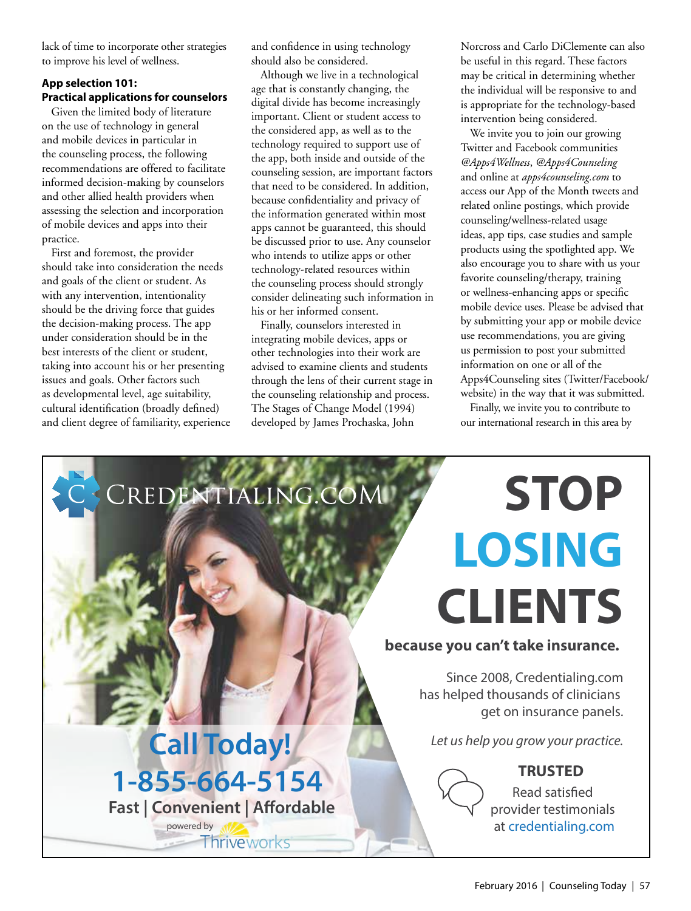lack of time to incorporate other strategies to improve his level of wellness.

### App selection 101: Practical applications for counselors

Given the limited body of literature on the use of technology in general and mobile devices in particular in the counseling process, the following recommendations are offered to facilitate informed decision-making by counselors and other allied health providers when assessing the selection and incorporation of mobile devices and apps into their practice.

First and foremost, the provider should take into consideration the needs and goals of the client or student. As with any intervention, intentionality should be the driving force that guides the decision-making process. The app under consideration should be in the best interests of the client or student, taking into account his or her presenting issues and goals. Other factors such as developmental level, age suitability, cultural identification (broadly defined) and client degree of familiarity, experience and confidence in using technology should also be considered.

Although we live in a technological age that is constantly changing, the digital divide has become increasingly important. Client or student access to the considered app, as well as to the technology required to support use of the app, both inside and outside of the counseling session, are important factors that need to be considered. In addition, because confidentiality and privacy of the information generated within most apps cannot be guaranteed, this should be discussed prior to use. Any counselor who intends to utilize apps or other technology-related resources within the counseling process should strongly consider delineating such information in his or her informed consent.

Finally, counselors interested in integrating mobile devices, apps or other technologies into their work are advised to examine clients and students through the lens of their current stage in the counseling relationship and process. The Stages of Change Model (1994) developed by James Prochaska, John Norcross and Carlo DiClemente can also be useful in this regard. These factors may be critical in determining whether the individual will be responsive to and is appropriate for the technology-based intervention being considered.

We invite you to join our growing Twitter and Facebook communities *@Apps4Wellness*, *@Apps4Counseling* and online at *apps4counseling.com* to access our App of the Month tweets and related online postings, which provide counseling/wellness-related usage ideas, app tips, case studies and sample products using the spotlighted app. We also encourage you to share with us your favorite counseling/therapy, training or wellness-enhancing apps or specific mobile device uses. Please be advised that by submitting your app or mobile device use recommendations, you are giving us permission to post your submitted information on one or all of the Apps4Counseling sites (Twitter/Facebook/website) in the way that it was submitted.

Finally, we invite you to contribute to our international research in this area by

---

CREDENTIALING.COM

**STOP LOSING CLIENTS**

**because you can't take insurance.**

Since 2008, Credentialing.com has helped thousands of clinicians get on insurance panels.

*Let us help you grow your practice.*

**TRUSTED**

Read satisfied provider testimonials at credentialing.com

**Call Today!**

**1-855-664-5154**

**Fast | Convenient | Affordable**

powered by Thriveworks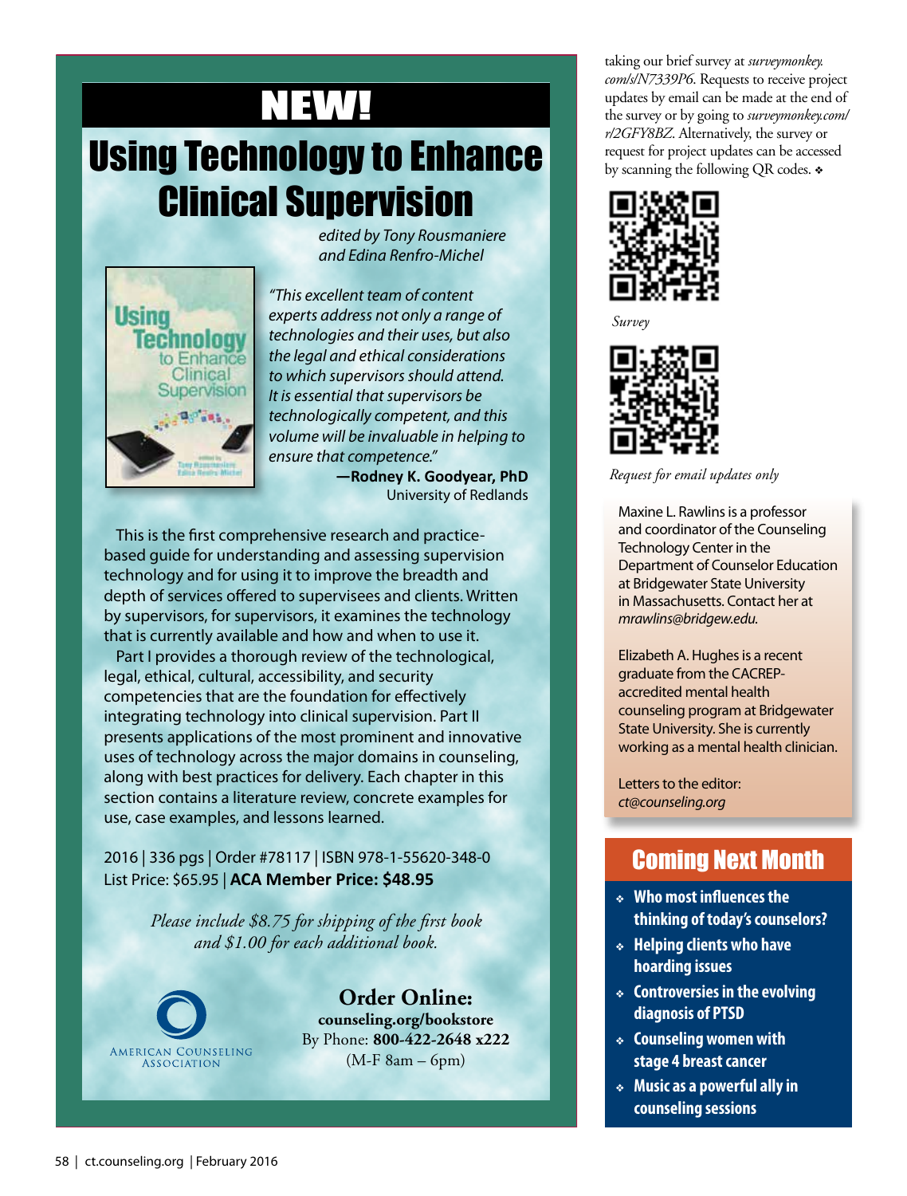# NEW!

# Using Technology to Enhance Clinical Supervision

*edited by Tony Rousmaniere and Edina Renfro-Michel*

*"This excellent team of content experts address not only a range of technologies and their uses, but also the legal and ethical considerations to which supervisors should attend. It is essential that supervisors be technologically competent, and this volume will be invaluable in helping to ensure that competence."*

**—Rodney K. Goodyear, PhD**
University of Redlands

This is the first comprehensive research and practice-based guide for understanding and assessing supervision technology and for using it to improve the breadth and depth of services offered to supervisees and clients. Written by supervisors, for supervisors, it examines the technology that is currently available and how and when to use it.

Part I provides a thorough review of the technological, legal, ethical, cultural, accessibility, and security competencies that are the foundation for effectively integrating technology into clinical supervision. Part II presents applications of the most prominent and innovative uses of technology across the major domains in counseling, along with best practices for delivery. Each chapter in this section contains a literature review, concrete examples for use, case examples, and lessons learned.

2016 | 336 pgs | Order #78117 | ISBN 978-1-55620-348-0
List Price: $65.95 | **ACA Member Price: $48.95**

*Please include $8.75 for shipping of the first book and $1.00 for each additional book.*

American Counseling Association

**Order Online:**
**counseling.org/bookstore**
By Phone: **800-422-2648 x222**
(M-F 8am – 6pm)

taking our brief survey at *surveymonkey.com/s/N7339P6*. Requests to receive project updates by email can be made at the end of the survey or by going to *surveymonkey.com/r/2GFY8BZ*. Alternatively, the survey or request for project updates can be accessed by scanning the following QR codes. ❖

*Survey*

*Request for email updates only*

Maxine L. Rawlins is a professor and coordinator of the Counseling Technology Center in the Department of Counselor Education at Bridgewater State University in Massachusetts. Contact her at *mrawlins@bridgew.edu.*

Elizabeth A. Hughes is a recent graduate from the CACREP-accredited mental health counseling program at Bridgewater State University. She is currently working as a mental health clinician.

Letters to the editor: *ct@counseling.org*

## Coming Next Month

- **Who most influences the thinking of today's counselors?**
- **Helping clients who have hoarding issues**
- **Controversies in the evolving diagnosis of PTSD**
- **Counseling women with stage 4 breast cancer**
- **Music as a powerful ally in counseling sessions**